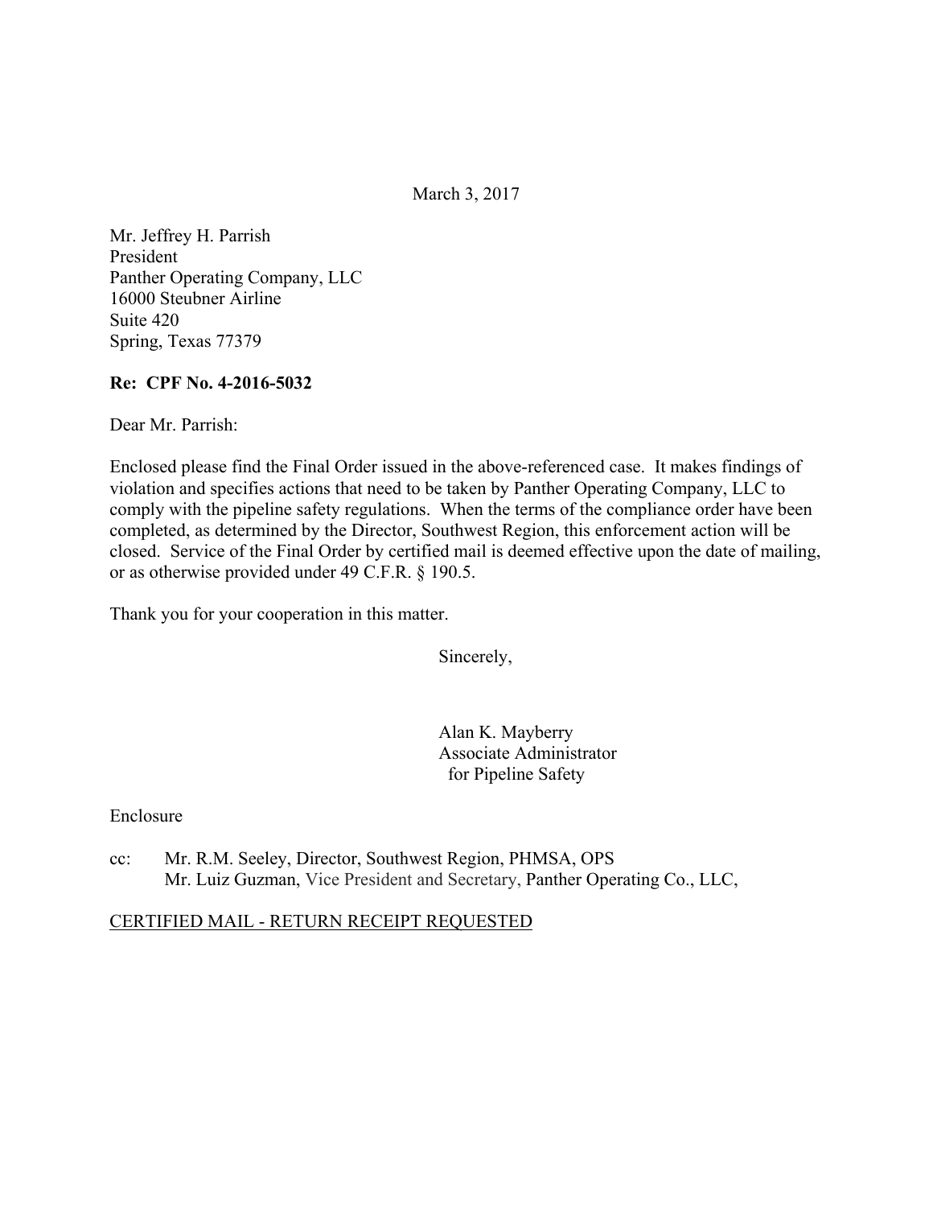March 3, 2017

Mr. Jeffrey H. Parrish  
President  
Panther Operating Company, LLC  
16000 Steubner Airline  
Suite 420  
Spring, Texas 77379

**Re: CPF No. 4-2016-5032**

Dear Mr. Parrish:

Enclosed please find the Final Order issued in the above-referenced case. It makes findings of violation and specifies actions that need to be taken by Panther Operating Company, LLC to comply with the pipeline safety regulations. When the terms of the compliance order have been completed, as determined by the Director, Southwest Region, this enforcement action will be closed. Service of the Final Order by certified mail is deemed effective upon the date of mailing, or as otherwise provided under 49 C.F.R. § 190.5.

Thank you for your cooperation in this matter.

Sincerely,

Alan K. Mayberry  
Associate Administrator  
for Pipeline Safety

Enclosure

cc: Mr. R.M. Seeley, Director, Southwest Region, PHMSA, OPS  
Mr. Luiz Guzman, Vice President and Secretary, Panther Operating Co., LLC,

CERTIFIED MAIL - RETURN RECEIPT REQUESTED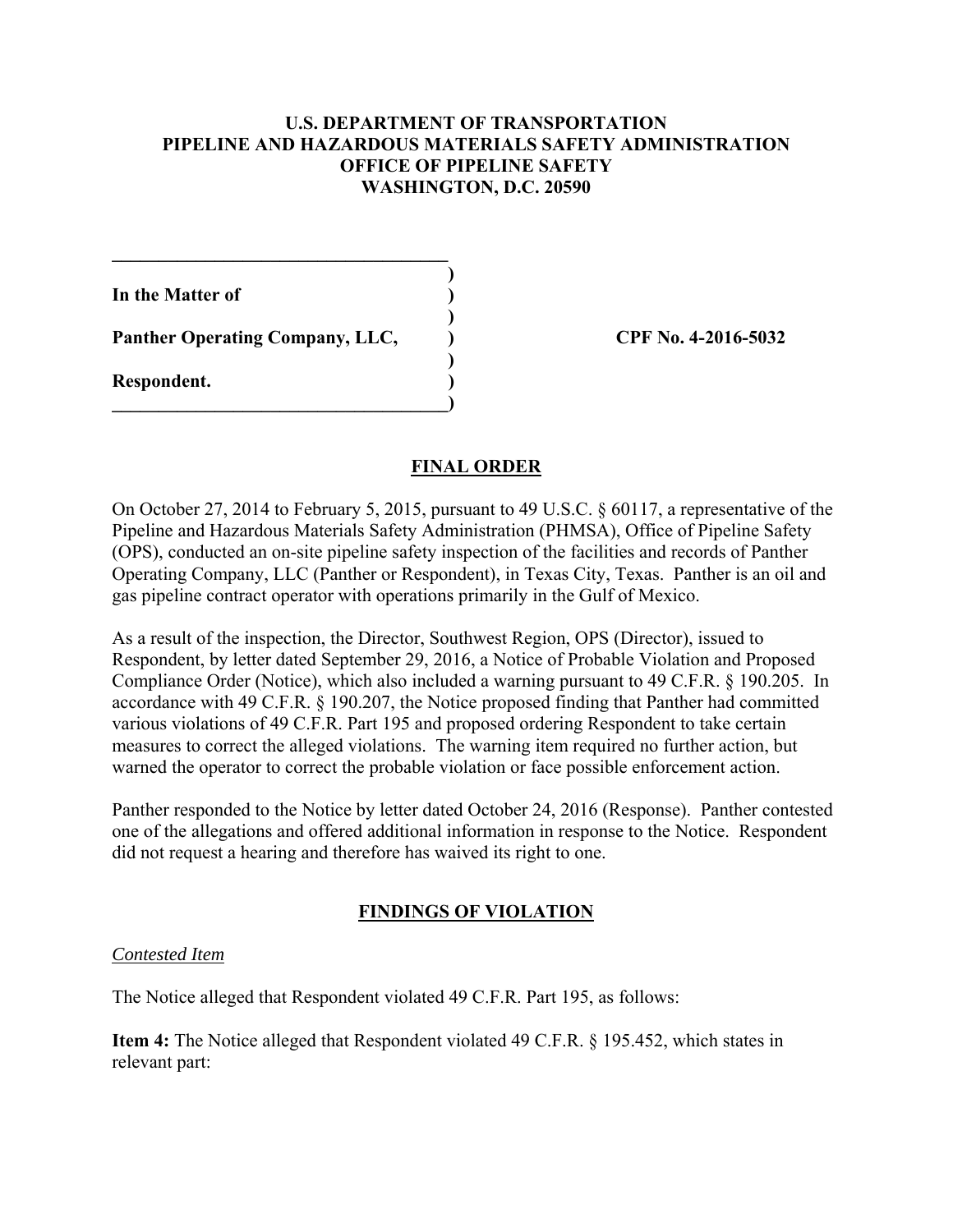**U.S. DEPARTMENT OF TRANSPORTATION**
**PIPELINE AND HAZARDOUS MATERIALS SAFETY ADMINISTRATION**
**OFFICE OF PIPELINE SAFETY**
**WASHINGTON, D.C. 20590**

| | |
|---|---|
| **In the Matter of** | |
| **Panther Operating Company, LLC,** | **CPF No. 4-2016-5032** |
| **Respondent.** | |

## FINAL ORDER

On October 27, 2014 to February 5, 2015, pursuant to 49 U.S.C. § 60117, a representative of the Pipeline and Hazardous Materials Safety Administration (PHMSA), Office of Pipeline Safety (OPS), conducted an on-site pipeline safety inspection of the facilities and records of Panther Operating Company, LLC (Panther or Respondent), in Texas City, Texas. Panther is an oil and gas pipeline contract operator with operations primarily in the Gulf of Mexico.

As a result of the inspection, the Director, Southwest Region, OPS (Director), issued to Respondent, by letter dated September 29, 2016, a Notice of Probable Violation and Proposed Compliance Order (Notice), which also included a warning pursuant to 49 C.F.R. § 190.205. In accordance with 49 C.F.R. § 190.207, the Notice proposed finding that Panther had committed various violations of 49 C.F.R. Part 195 and proposed ordering Respondent to take certain measures to correct the alleged violations. The warning item required no further action, but warned the operator to correct the probable violation or face possible enforcement action.

Panther responded to the Notice by letter dated October 24, 2016 (Response). Panther contested one of the allegations and offered additional information in response to the Notice. Respondent did not request a hearing and therefore has waived its right to one.

## FINDINGS OF VIOLATION

*Contested Item*

The Notice alleged that Respondent violated 49 C.F.R. Part 195, as follows:

**Item 4:** The Notice alleged that Respondent violated 49 C.F.R. § 195.452, which states in relevant part: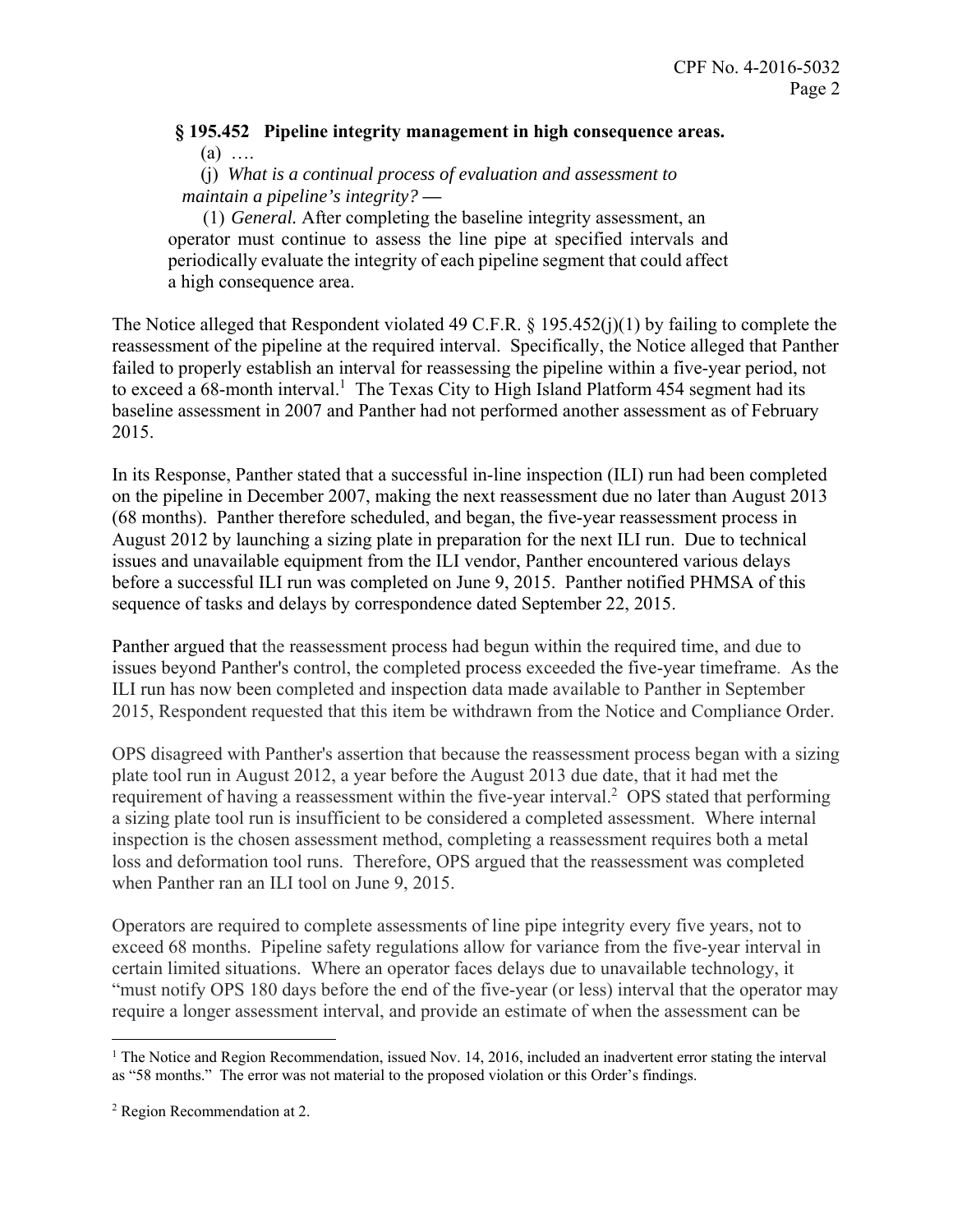**§ 195.452 Pipeline integrity management in high consequence areas.**

(a) ….

(j) *What is a continual process of evaluation and assessment to maintain a pipeline's integrity?* —

(1) *General.* After completing the baseline integrity assessment, an operator must continue to assess the line pipe at specified intervals and periodically evaluate the integrity of each pipeline segment that could affect a high consequence area.

The Notice alleged that Respondent violated 49 C.F.R. § 195.452(j)(1) by failing to complete the reassessment of the pipeline at the required interval. Specifically, the Notice alleged that Panther failed to properly establish an interval for reassessing the pipeline within a five-year period, not to exceed a 68-month interval.[1] The Texas City to High Island Platform 454 segment had its baseline assessment in 2007 and Panther had not performed another assessment as of February 2015.

In its Response, Panther stated that a successful in-line inspection (ILI) run had been completed on the pipeline in December 2007, making the next reassessment due no later than August 2013 (68 months). Panther therefore scheduled, and began, the five-year reassessment process in August 2012 by launching a sizing plate in preparation for the next ILI run. Due to technical issues and unavailable equipment from the ILI vendor, Panther encountered various delays before a successful ILI run was completed on June 9, 2015. Panther notified PHMSA of this sequence of tasks and delays by correspondence dated September 22, 2015.

Panther argued that the reassessment process had begun within the required time, and due to issues beyond Panther's control, the completed process exceeded the five-year timeframe. As the ILI run has now been completed and inspection data made available to Panther in September 2015, Respondent requested that this item be withdrawn from the Notice and Compliance Order.

OPS disagreed with Panther's assertion that because the reassessment process began with a sizing plate tool run in August 2012, a year before the August 2013 due date, that it had met the requirement of having a reassessment within the five-year interval.[2] OPS stated that performing a sizing plate tool run is insufficient to be considered a completed assessment. Where internal inspection is the chosen assessment method, completing a reassessment requires both a metal loss and deformation tool runs. Therefore, OPS argued that the reassessment was completed when Panther ran an ILI tool on June 9, 2015.

Operators are required to complete assessments of line pipe integrity every five years, not to exceed 68 months. Pipeline safety regulations allow for variance from the five-year interval in certain limited situations. Where an operator faces delays due to unavailable technology, it "must notify OPS 180 days before the end of the five-year (or less) interval that the operator may require a longer assessment interval, and provide an estimate of when the assessment can be

---

[1] The Notice and Region Recommendation, issued Nov. 14, 2016, included an inadvertent error stating the interval as "58 months." The error was not material to the proposed violation or this Order's findings.

[2] Region Recommendation at 2.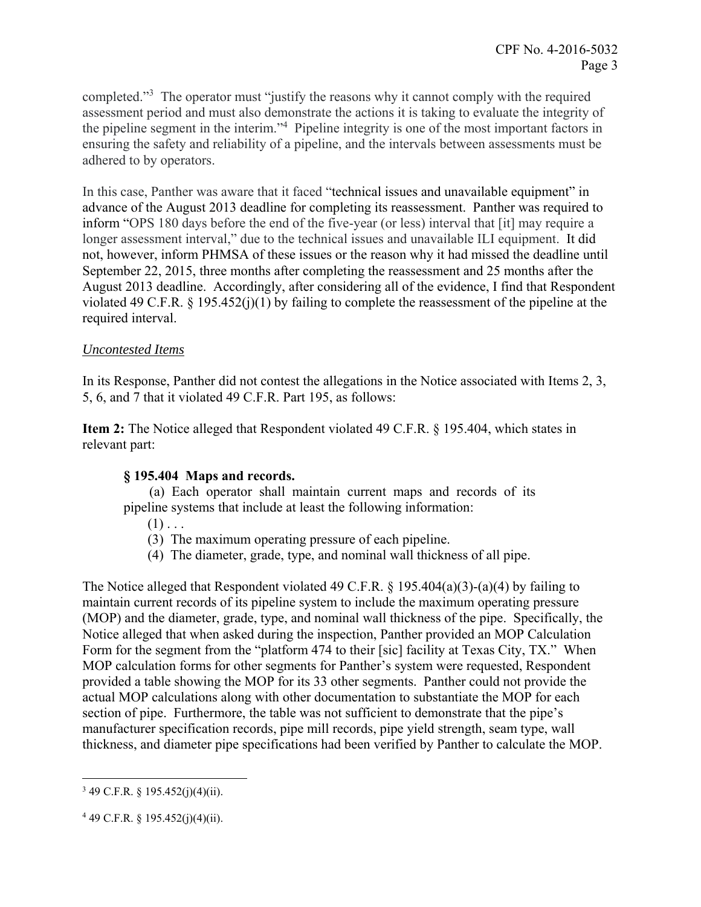completed."[3] The operator must "justify the reasons why it cannot comply with the required assessment period and must also demonstrate the actions it is taking to evaluate the integrity of the pipeline segment in the interim."[4] Pipeline integrity is one of the most important factors in ensuring the safety and reliability of a pipeline, and the intervals between assessments must be adhered to by operators.

In this case, Panther was aware that it faced "technical issues and unavailable equipment" in advance of the August 2013 deadline for completing its reassessment. Panther was required to inform "OPS 180 days before the end of the five-year (or less) interval that [it] may require a longer assessment interval," due to the technical issues and unavailable ILI equipment. It did not, however, inform PHMSA of these issues or the reason why it had missed the deadline until September 22, 2015, three months after completing the reassessment and 25 months after the August 2013 deadline. Accordingly, after considering all of the evidence, I find that Respondent violated 49 C.F.R. § 195.452(j)(1) by failing to complete the reassessment of the pipeline at the required interval.

*Uncontested Items*

In its Response, Panther did not contest the allegations in the Notice associated with Items 2, 3, 5, 6, and 7 that it violated 49 C.F.R. Part 195, as follows:

**Item 2:** The Notice alleged that Respondent violated 49 C.F.R. § 195.404, which states in relevant part:

> **§ 195.404 Maps and records.**
>
> (a) Each operator shall maintain current maps and records of its pipeline systems that include at least the following information:
>
> (1) . . .
>
> (3) The maximum operating pressure of each pipeline.
>
> (4) The diameter, grade, type, and nominal wall thickness of all pipe.

The Notice alleged that Respondent violated 49 C.F.R. § 195.404(a)(3)-(a)(4) by failing to maintain current records of its pipeline system to include the maximum operating pressure (MOP) and the diameter, grade, type, and nominal wall thickness of the pipe. Specifically, the Notice alleged that when asked during the inspection, Panther provided an MOP Calculation Form for the segment from the "platform 474 to their [sic] facility at Texas City, TX." When MOP calculation forms for other segments for Panther's system were requested, Respondent provided a table showing the MOP for its 33 other segments. Panther could not provide the actual MOP calculations along with other documentation to substantiate the MOP for each section of pipe. Furthermore, the table was not sufficient to demonstrate that the pipe's manufacturer specification records, pipe mill records, pipe yield strength, seam type, wall thickness, and diameter pipe specifications had been verified by Panther to calculate the MOP.

---

[3] 49 C.F.R. § 195.452(j)(4)(ii).

[4] 49 C.F.R. § 195.452(j)(4)(ii).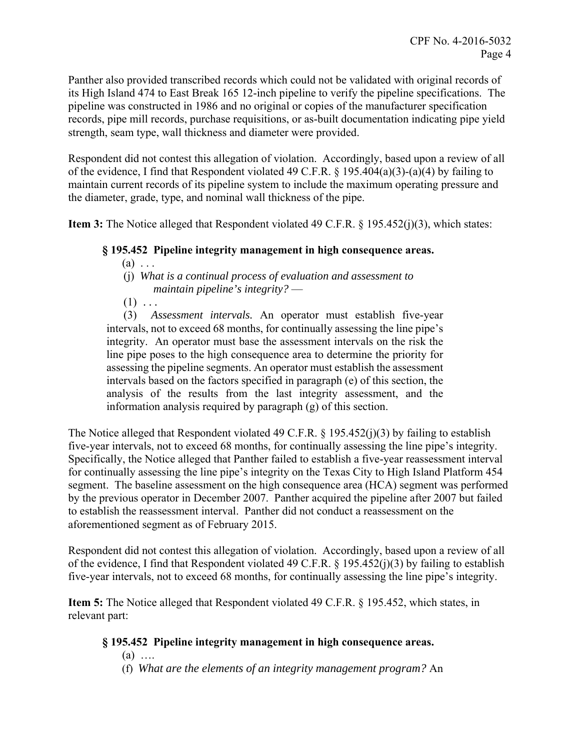Panther also provided transcribed records which could not be validated with original records of its High Island 474 to East Break 165 12-inch pipeline to verify the pipeline specifications. The pipeline was constructed in 1986 and no original or copies of the manufacturer specification records, pipe mill records, purchase requisitions, or as-built documentation indicating pipe yield strength, seam type, wall thickness and diameter were provided.

Respondent did not contest this allegation of violation. Accordingly, based upon a review of all of the evidence, I find that Respondent violated 49 C.F.R. § 195.404(a)(3)-(a)(4) by failing to maintain current records of its pipeline system to include the maximum operating pressure and the diameter, grade, type, and nominal wall thickness of the pipe.

**Item 3:** The Notice alleged that Respondent violated 49 C.F.R. § 195.452(j)(3), which states:

> **§ 195.452 Pipeline integrity management in high consequence areas.**
>
> (a) . . .
>
> (j) *What is a continual process of evaluation and assessment to maintain pipeline's integrity?* —
>
> (1) . . .
>
> (3) *Assessment intervals.* An operator must establish five-year intervals, not to exceed 68 months, for continually assessing the line pipe's integrity. An operator must base the assessment intervals on the risk the line pipe poses to the high consequence area to determine the priority for assessing the pipeline segments. An operator must establish the assessment intervals based on the factors specified in paragraph (e) of this section, the analysis of the results from the last integrity assessment, and the information analysis required by paragraph (g) of this section.

The Notice alleged that Respondent violated 49 C.F.R. § 195.452(j)(3) by failing to establish five-year intervals, not to exceed 68 months, for continually assessing the line pipe's integrity. Specifically, the Notice alleged that Panther failed to establish a five-year reassessment interval for continually assessing the line pipe's integrity on the Texas City to High Island Platform 454 segment. The baseline assessment on the high consequence area (HCA) segment was performed by the previous operator in December 2007. Panther acquired the pipeline after 2007 but failed to establish the reassessment interval. Panther did not conduct a reassessment on the aforementioned segment as of February 2015.

Respondent did not contest this allegation of violation. Accordingly, based upon a review of all of the evidence, I find that Respondent violated 49 C.F.R. § 195.452(j)(3) by failing to establish five-year intervals, not to exceed 68 months, for continually assessing the line pipe's integrity.

**Item 5:** The Notice alleged that Respondent violated 49 C.F.R. § 195.452, which states, in relevant part:

> **§ 195.452 Pipeline integrity management in high consequence areas.**
>
> (a) ….
>
> (f) *What are the elements of an integrity management program?* An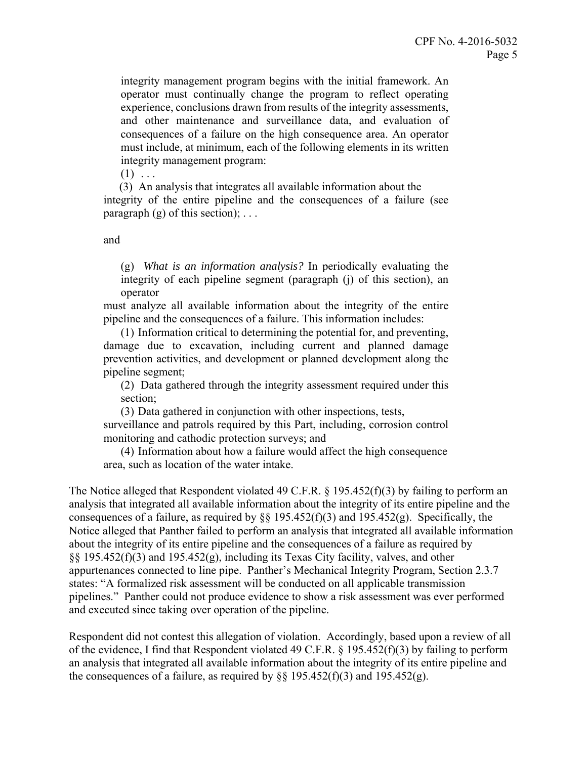> integrity management program begins with the initial framework. An operator must continually change the program to reflect operating experience, conclusions drawn from results of the integrity assessments, and other maintenance and surveillance data, and evaluation of consequences of a failure on the high consequence area. An operator must include, at minimum, each of the following elements in its written integrity management program:
>
> (1) . . .
>
> (3) An analysis that integrates all available information about the integrity of the entire pipeline and the consequences of a failure (see paragraph (g) of this section); . . .

and

> (g) *What is an information analysis?* In periodically evaluating the integrity of each pipeline segment (paragraph (j) of this section), an operator must analyze all available information about the integrity of the entire pipeline and the consequences of a failure. This information includes:
>
> (1) Information critical to determining the potential for, and preventing, damage due to excavation, including current and planned damage prevention activities, and development or planned development along the pipeline segment;
>
> (2) Data gathered through the integrity assessment required under this section;
>
> (3) Data gathered in conjunction with other inspections, tests, surveillance and patrols required by this Part, including, corrosion control monitoring and cathodic protection surveys; and
>
> (4) Information about how a failure would affect the high consequence area, such as location of the water intake.

The Notice alleged that Respondent violated 49 C.F.R. § 195.452(f)(3) by failing to perform an analysis that integrated all available information about the integrity of its entire pipeline and the consequences of a failure, as required by §§ 195.452(f)(3) and 195.452(g). Specifically, the Notice alleged that Panther failed to perform an analysis that integrated all available information about the integrity of its entire pipeline and the consequences of a failure as required by §§ 195.452(f)(3) and 195.452(g), including its Texas City facility, valves, and other appurtenances connected to line pipe. Panther's Mechanical Integrity Program, Section 2.3.7 states: "A formalized risk assessment will be conducted on all applicable transmission pipelines." Panther could not produce evidence to show a risk assessment was ever performed and executed since taking over operation of the pipeline.

Respondent did not contest this allegation of violation. Accordingly, based upon a review of all of the evidence, I find that Respondent violated 49 C.F.R. § 195.452(f)(3) by failing to perform an analysis that integrated all available information about the integrity of its entire pipeline and the consequences of a failure, as required by §§ 195.452(f)(3) and 195.452(g).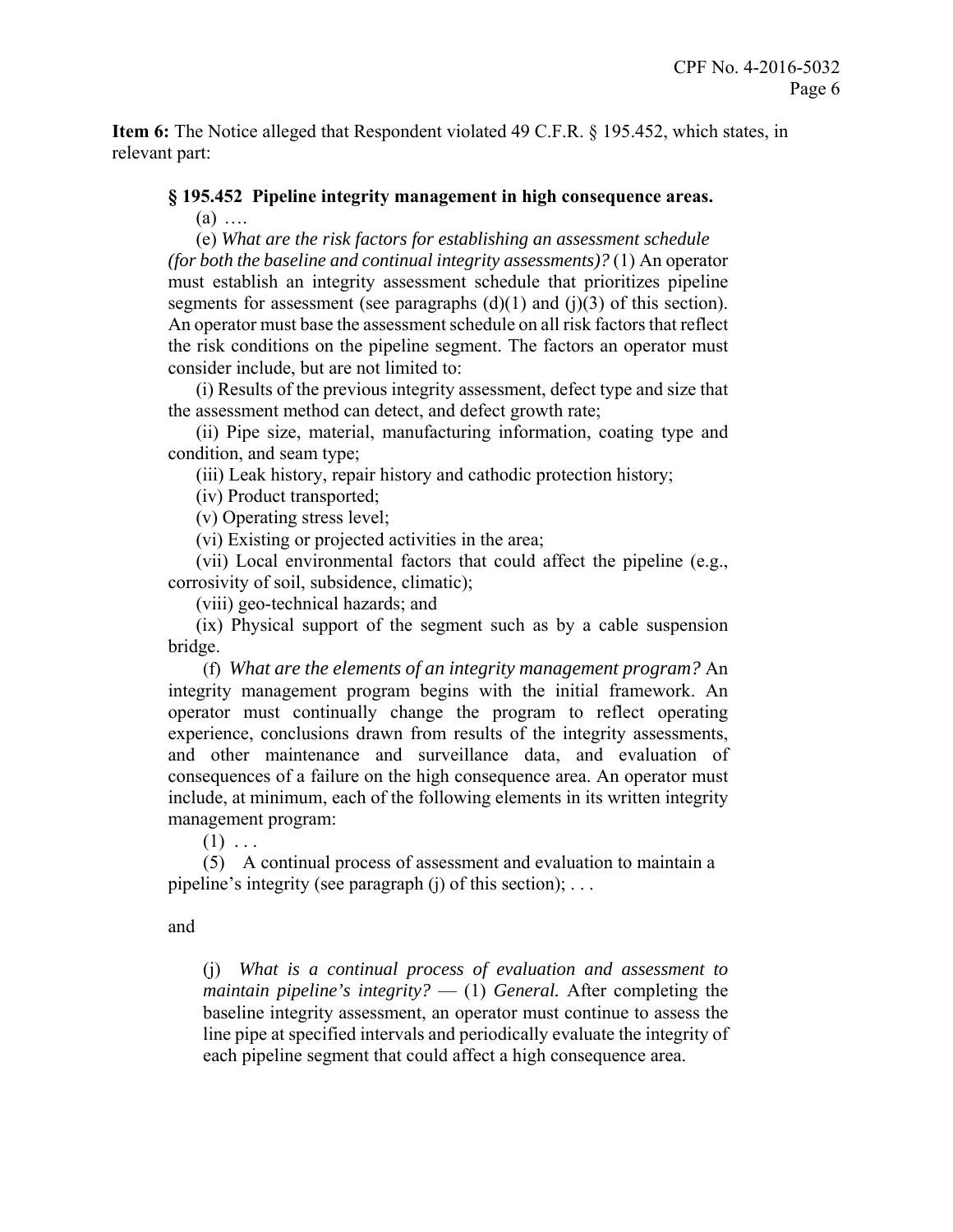**Item 6:** The Notice alleged that Respondent violated 49 C.F.R. § 195.452, which states, in relevant part:

> **§ 195.452 Pipeline integrity management in high consequence areas.**
>
> (a) ….
>
> (e) *What are the risk factors for establishing an assessment schedule (for both the baseline and continual integrity assessments)?* (1) An operator must establish an integrity assessment schedule that prioritizes pipeline segments for assessment (see paragraphs (d)(1) and (j)(3) of this section). An operator must base the assessment schedule on all risk factors that reflect the risk conditions on the pipeline segment. The factors an operator must consider include, but are not limited to:
>
> (i) Results of the previous integrity assessment, defect type and size that the assessment method can detect, and defect growth rate;
>
> (ii) Pipe size, material, manufacturing information, coating type and condition, and seam type;
>
> (iii) Leak history, repair history and cathodic protection history;
>
> (iv) Product transported;
>
> (v) Operating stress level;
>
> (vi) Existing or projected activities in the area;
>
> (vii) Local environmental factors that could affect the pipeline (e.g., corrosivity of soil, subsidence, climatic);
>
> (viii) geo-technical hazards; and
>
> (ix) Physical support of the segment such as by a cable suspension bridge.
>
> (f) *What are the elements of an integrity management program?* An integrity management program begins with the initial framework. An operator must continually change the program to reflect operating experience, conclusions drawn from results of the integrity assessments, and other maintenance and surveillance data, and evaluation of consequences of a failure on the high consequence area. An operator must include, at minimum, each of the following elements in its written integrity management program:
>
> (1) . . .
>
> (5) A continual process of assessment and evaluation to maintain a pipeline's integrity (see paragraph (j) of this section); . . .

and

> (j) *What is a continual process of evaluation and assessment to maintain pipeline's integrity?* — (1) *General.* After completing the baseline integrity assessment, an operator must continue to assess the line pipe at specified intervals and periodically evaluate the integrity of each pipeline segment that could affect a high consequence area.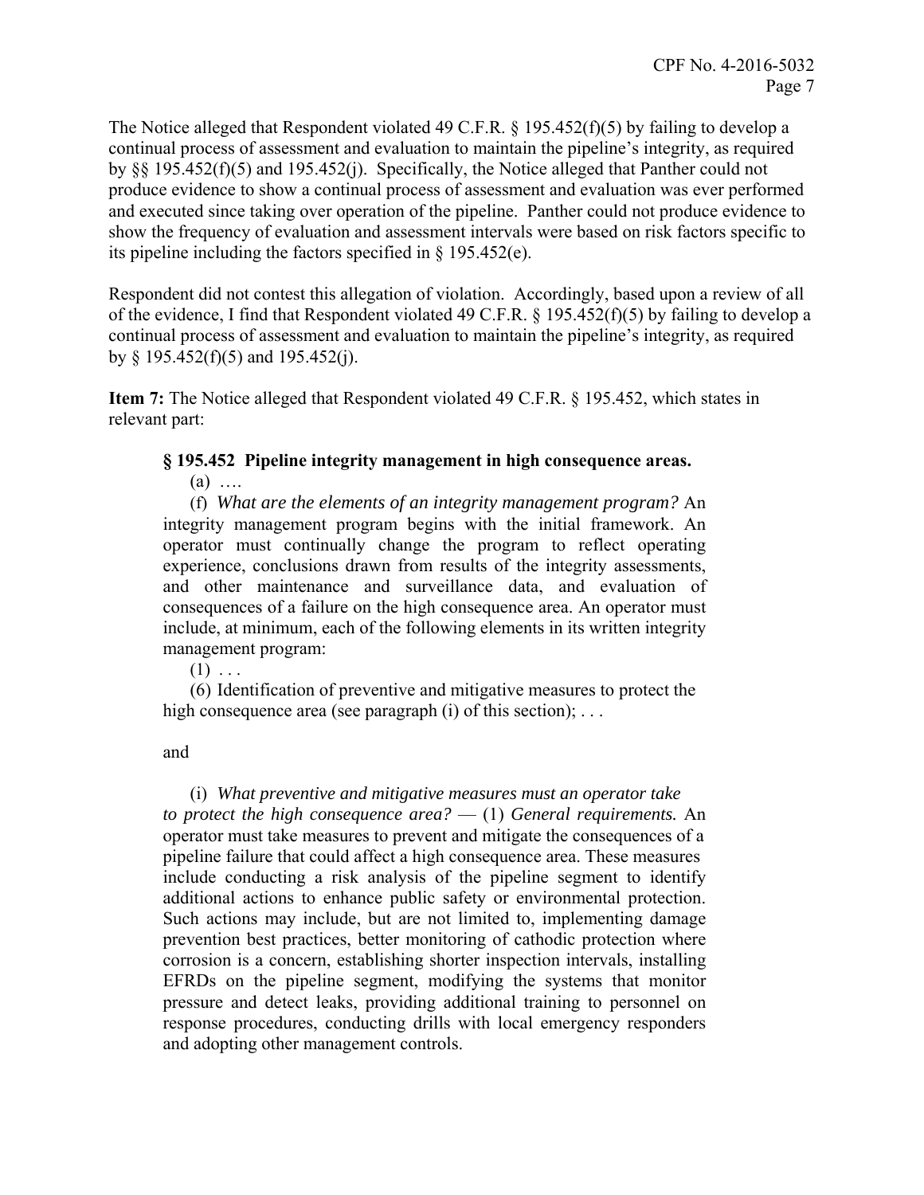The Notice alleged that Respondent violated 49 C.F.R. § 195.452(f)(5) by failing to develop a continual process of assessment and evaluation to maintain the pipeline's integrity, as required by §§ 195.452(f)(5) and 195.452(j). Specifically, the Notice alleged that Panther could not produce evidence to show a continual process of assessment and evaluation was ever performed and executed since taking over operation of the pipeline. Panther could not produce evidence to show the frequency of evaluation and assessment intervals were based on risk factors specific to its pipeline including the factors specified in § 195.452(e).

Respondent did not contest this allegation of violation. Accordingly, based upon a review of all of the evidence, I find that Respondent violated 49 C.F.R. § 195.452(f)(5) by failing to develop a continual process of assessment and evaluation to maintain the pipeline's integrity, as required by § 195.452(f)(5) and 195.452(j).

**Item 7:** The Notice alleged that Respondent violated 49 C.F.R. § 195.452, which states in relevant part:

> **§ 195.452 Pipeline integrity management in high consequence areas.**
>
> (a) ….
>
> (f) *What are the elements of an integrity management program?* An integrity management program begins with the initial framework. An operator must continually change the program to reflect operating experience, conclusions drawn from results of the integrity assessments, and other maintenance and surveillance data, and evaluation of consequences of a failure on the high consequence area. An operator must include, at minimum, each of the following elements in its written integrity management program:
>
> (1) . . .
>
> (6) Identification of preventive and mitigative measures to protect the high consequence area (see paragraph (i) of this section); . . .
>
> and
>
> (i) *What preventive and mitigative measures must an operator take to protect the high consequence area?* — (1) *General requirements.* An operator must take measures to prevent and mitigate the consequences of a pipeline failure that could affect a high consequence area. These measures include conducting a risk analysis of the pipeline segment to identify additional actions to enhance public safety or environmental protection. Such actions may include, but are not limited to, implementing damage prevention best practices, better monitoring of cathodic protection where corrosion is a concern, establishing shorter inspection intervals, installing EFRDs on the pipeline segment, modifying the systems that monitor pressure and detect leaks, providing additional training to personnel on response procedures, conducting drills with local emergency responders and adopting other management controls.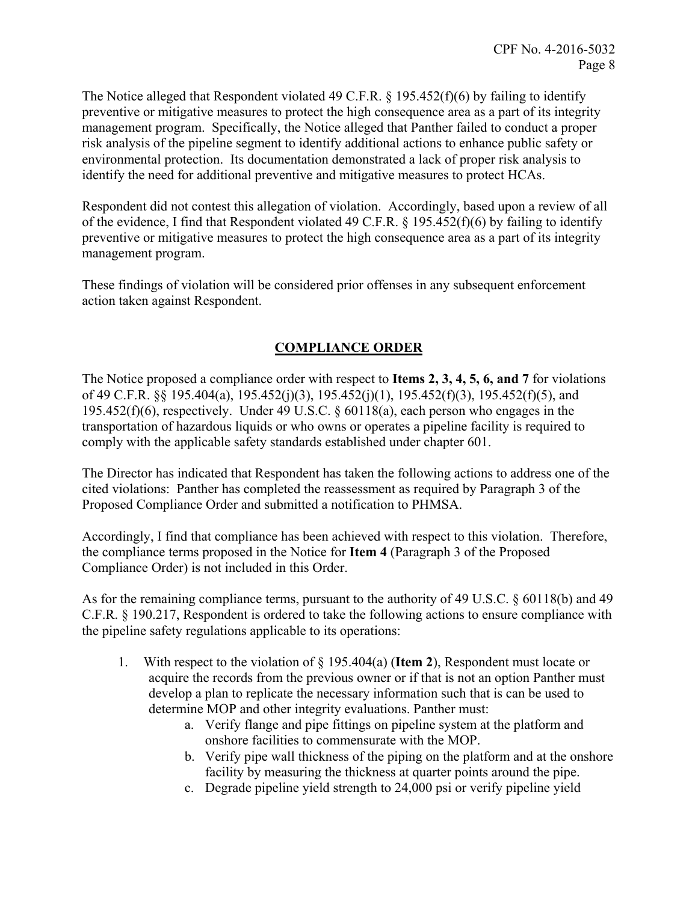The Notice alleged that Respondent violated 49 C.F.R. § 195.452(f)(6) by failing to identify preventive or mitigative measures to protect the high consequence area as a part of its integrity management program. Specifically, the Notice alleged that Panther failed to conduct a proper risk analysis of the pipeline segment to identify additional actions to enhance public safety or environmental protection. Its documentation demonstrated a lack of proper risk analysis to identify the need for additional preventive and mitigative measures to protect HCAs.

Respondent did not contest this allegation of violation. Accordingly, based upon a review of all of the evidence, I find that Respondent violated 49 C.F.R. § 195.452(f)(6) by failing to identify preventive or mitigative measures to protect the high consequence area as a part of its integrity management program.

These findings of violation will be considered prior offenses in any subsequent enforcement action taken against Respondent.

## COMPLIANCE ORDER

The Notice proposed a compliance order with respect to **Items 2, 3, 4, 5, 6, and 7** for violations of 49 C.F.R. §§ 195.404(a), 195.452(j)(3), 195.452(j)(1), 195.452(f)(3), 195.452(f)(5), and 195.452(f)(6), respectively. Under 49 U.S.C. § 60118(a), each person who engages in the transportation of hazardous liquids or who owns or operates a pipeline facility is required to comply with the applicable safety standards established under chapter 601.

The Director has indicated that Respondent has taken the following actions to address one of the cited violations: Panther has completed the reassessment as required by Paragraph 3 of the Proposed Compliance Order and submitted a notification to PHMSA.

Accordingly, I find that compliance has been achieved with respect to this violation. Therefore, the compliance terms proposed in the Notice for **Item 4** (Paragraph 3 of the Proposed Compliance Order) is not included in this Order.

As for the remaining compliance terms, pursuant to the authority of 49 U.S.C. § 60118(b) and 49 C.F.R. § 190.217, Respondent is ordered to take the following actions to ensure compliance with the pipeline safety regulations applicable to its operations:

1. With respect to the violation of § 195.404(a) (**Item 2**), Respondent must locate or acquire the records from the previous owner or if that is not an option Panther must develop a plan to replicate the necessary information such that is can be used to determine MOP and other integrity evaluations. Panther must:
    a. Verify flange and pipe fittings on pipeline system at the platform and onshore facilities to commensurate with the MOP.
    b. Verify pipe wall thickness of the piping on the platform and at the onshore facility by measuring the thickness at quarter points around the pipe.
    c. Degrade pipeline yield strength to 24,000 psi or verify pipeline yield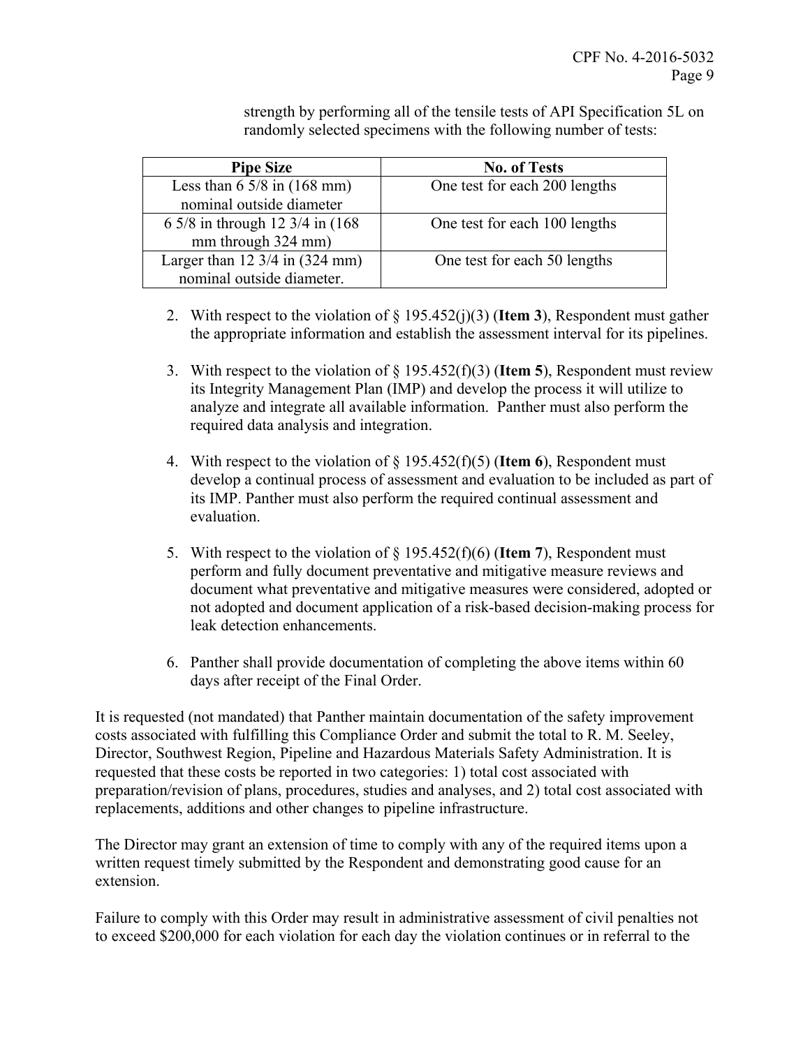strength by performing all of the tensile tests of API Specification 5L on randomly selected specimens with the following number of tests:

| Pipe Size | No. of Tests |
|---|---|
| Less than 6 5/8 in (168 mm) nominal outside diameter | One test for each 200 lengths |
| 6 5/8 in through 12 3/4 in (168 mm through 324 mm) | One test for each 100 lengths |
| Larger than 12 3/4 in (324 mm) nominal outside diameter. | One test for each 50 lengths |

2. With respect to the violation of § 195.452(j)(3) (**Item 3**), Respondent must gather the appropriate information and establish the assessment interval for its pipelines.

3. With respect to the violation of § 195.452(f)(3) (**Item 5**), Respondent must review its Integrity Management Plan (IMP) and develop the process it will utilize to analyze and integrate all available information. Panther must also perform the required data analysis and integration.

4. With respect to the violation of § 195.452(f)(5) (**Item 6**), Respondent must develop a continual process of assessment and evaluation to be included as part of its IMP. Panther must also perform the required continual assessment and evaluation.

5. With respect to the violation of § 195.452(f)(6) (**Item 7**), Respondent must perform and fully document preventative and mitigative measure reviews and document what preventative and mitigative measures were considered, adopted or not adopted and document application of a risk-based decision-making process for leak detection enhancements.

6. Panther shall provide documentation of completing the above items within 60 days after receipt of the Final Order.

It is requested (not mandated) that Panther maintain documentation of the safety improvement costs associated with fulfilling this Compliance Order and submit the total to R. M. Seeley, Director, Southwest Region, Pipeline and Hazardous Materials Safety Administration. It is requested that these costs be reported in two categories: 1) total cost associated with preparation/revision of plans, procedures, studies and analyses, and 2) total cost associated with replacements, additions and other changes to pipeline infrastructure.

The Director may grant an extension of time to comply with any of the required items upon a written request timely submitted by the Respondent and demonstrating good cause for an extension.

Failure to comply with this Order may result in administrative assessment of civil penalties not to exceed $200,000 for each violation for each day the violation continues or in referral to the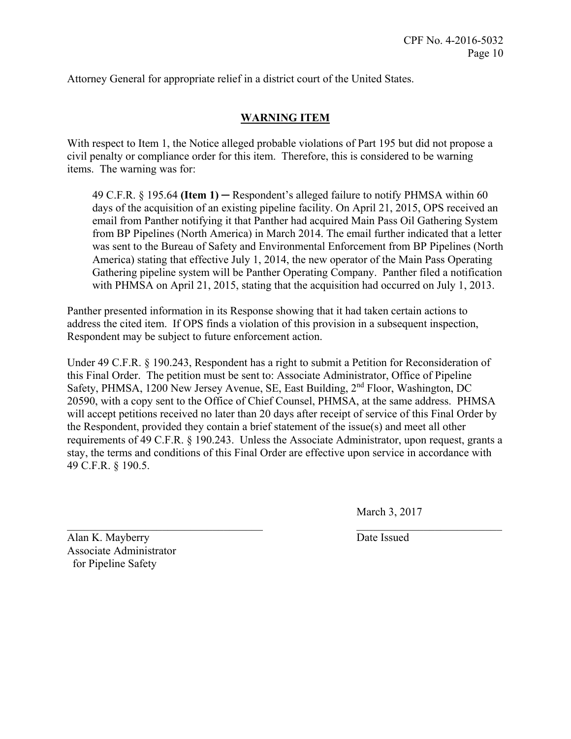Attorney General for appropriate relief in a district court of the United States.

## WARNING ITEM

With respect to Item 1, the Notice alleged probable violations of Part 195 but did not propose a civil penalty or compliance order for this item. Therefore, this is considered to be warning items. The warning was for:

> 49 C.F.R. § 195.64 **(Item 1)** ─ Respondent's alleged failure to notify PHMSA within 60 days of the acquisition of an existing pipeline facility. On April 21, 2015, OPS received an email from Panther notifying it that Panther had acquired Main Pass Oil Gathering System from BP Pipelines (North America) in March 2014. The email further indicated that a letter was sent to the Bureau of Safety and Environmental Enforcement from BP Pipelines (North America) stating that effective July 1, 2014, the new operator of the Main Pass Operating Gathering pipeline system will be Panther Operating Company. Panther filed a notification with PHMSA on April 21, 2015, stating that the acquisition had occurred on July 1, 2013.

Panther presented information in its Response showing that it had taken certain actions to address the cited item. If OPS finds a violation of this provision in a subsequent inspection, Respondent may be subject to future enforcement action.

Under 49 C.F.R. § 190.243, Respondent has a right to submit a Petition for Reconsideration of this Final Order. The petition must be sent to: Associate Administrator, Office of Pipeline Safety, PHMSA, 1200 New Jersey Avenue, SE, East Building, 2nd Floor, Washington, DC 20590, with a copy sent to the Office of Chief Counsel, PHMSA, at the same address. PHMSA will accept petitions received no later than 20 days after receipt of service of this Final Order by the Respondent, provided they contain a brief statement of the issue(s) and meet all other requirements of 49 C.F.R. § 190.243. Unless the Associate Administrator, upon request, grants a stay, the terms and conditions of this Final Order are effective upon service in accordance with 49 C.F.R. § 190.5.

| | |
|---|---|
| \_\_\_\_\_\_\_\_\_\_\_\_\_\_\_\_\_\_\_\_\_\_\_\_\_\_\_\_\_\_\_\_ | March 3, 2017 |
| Alan K. Mayberry<br>Associate Administrator<br>for Pipeline Safety | Date Issued |